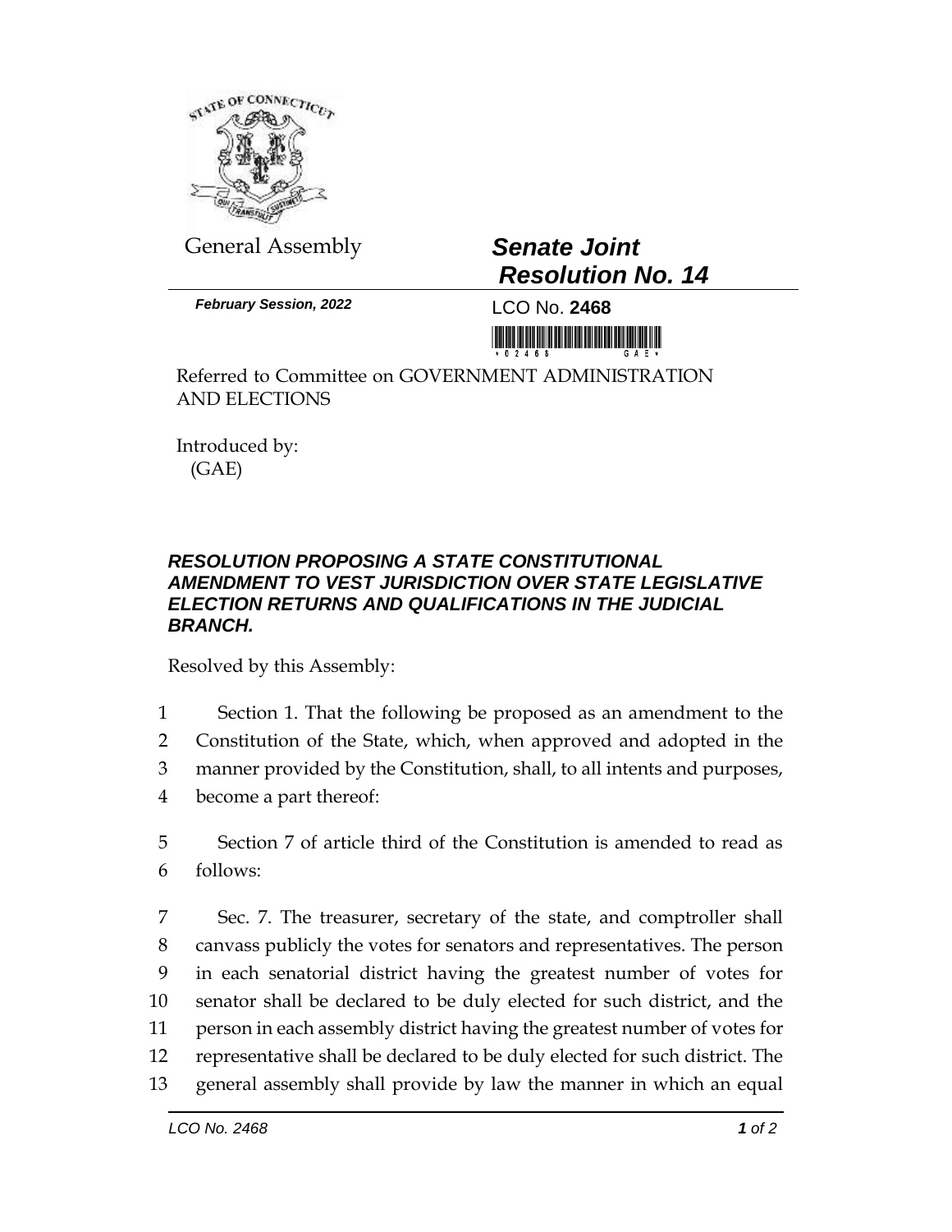General Assembly

# *Senate Joint Resolution No. 14*

***February Session, 2022***

LCO No. **2468**

Referred to Committee on GOVERNMENT ADMINISTRATION AND ELECTIONS

Introduced by:
(GAE)

## *RESOLUTION PROPOSING A STATE CONSTITUTIONAL AMENDMENT TO VEST JURISDICTION OVER STATE LEGISLATIVE ELECTION RETURNS AND QUALIFICATIONS IN THE JUDICIAL BRANCH.*

Resolved by this Assembly:

1 Section 1. That the following be proposed as an amendment to the
2 Constitution of the State, which, when approved and adopted in the
3 manner provided by the Constitution, shall, to all intents and purposes,
4 become a part thereof:

5 Section 7 of article third of the Constitution is amended to read as
6 follows:

7 Sec. 7. The treasurer, secretary of the state, and comptroller shall
8 canvass publicly the votes for senators and representatives. The person
9 in each senatorial district having the greatest number of votes for
10 senator shall be declared to be duly elected for such district, and the
11 person in each assembly district having the greatest number of votes for
12 representative shall be declared to be duly elected for such district. The
13 general assembly shall provide by law the manner in which an equal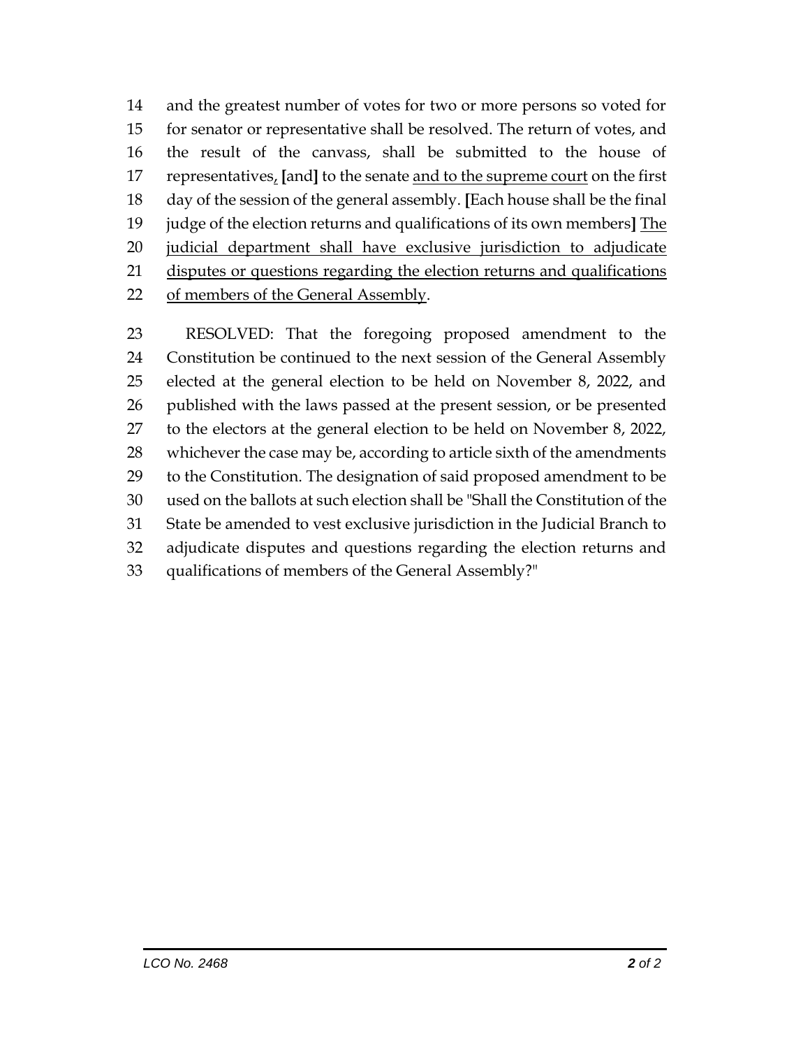14 and the greatest number of votes for two or more persons so voted for
15 for senator or representative shall be resolved. The return of votes, and
16 the result of the canvass, shall be submitted to the house of
17 representatives, [and] to the senate and to the supreme court on the first
18 day of the session of the general assembly. [Each house shall be the final
19 judge of the election returns and qualifications of its own members] The
20 judicial department shall have exclusive jurisdiction to adjudicate
21 disputes or questions regarding the election returns and qualifications
22 of members of the General Assembly.

23 RESOLVED: That the foregoing proposed amendment to the
24 Constitution be continued to the next session of the General Assembly
25 elected at the general election to be held on November 8, 2022, and
26 published with the laws passed at the present session, or be presented
27 to the electors at the general election to be held on November 8, 2022,
28 whichever the case may be, according to article sixth of the amendments
29 to the Constitution. The designation of said proposed amendment to be
30 used on the ballots at such election shall be "Shall the Constitution of the
31 State be amended to vest exclusive jurisdiction in the Judicial Branch to
32 adjudicate disputes and questions regarding the election returns and
33 qualifications of members of the General Assembly?"

*LCO No. 2468*